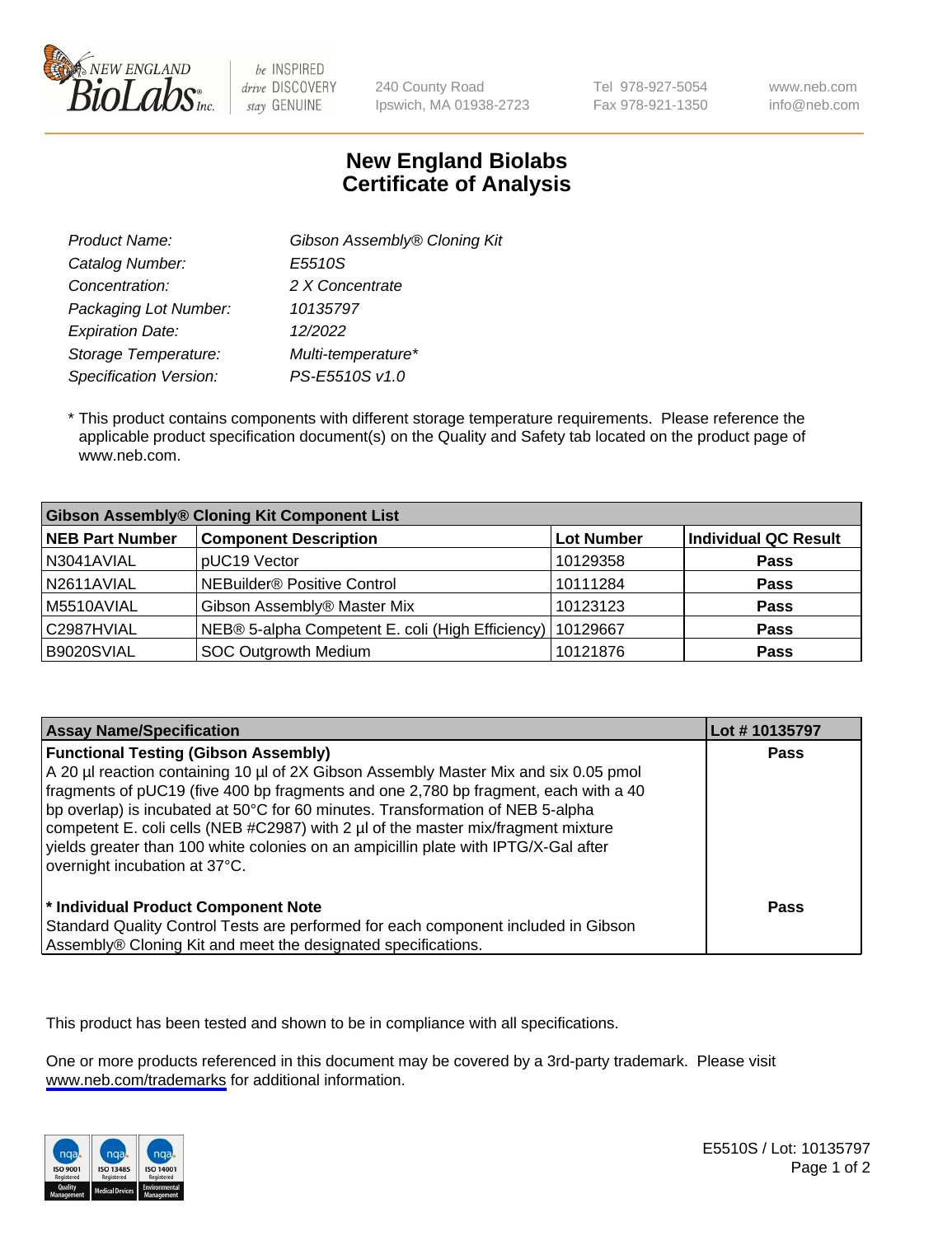# New England Biolabs Certificate of Analysis

| | |
|---|---|
| *Product Name:* | *Gibson Assembly® Cloning Kit* |
| *Catalog Number:* | *E5510S* |
| *Concentration:* | *2 X Concentrate* |
| *Packaging Lot Number:* | *10135797* |
| *Expiration Date:* | *12/2022* |
| *Storage Temperature:* | *Multi-temperature** |
| *Specification Version:* | *PS-E5510S v1.0* |

* This product contains components with different storage temperature requirements. Please reference the applicable product specification document(s) on the Quality and Safety tab located on the product page of www.neb.com.

| Gibson Assembly® Cloning Kit Component List | | | |
|---|---|---|---|
| **NEB Part Number** | **Component Description** | **Lot Number** | **Individual QC Result** |
| N3041AVIAL | pUC19 Vector | 10129358 | **Pass** |
| N2611AVIAL | NEBuilder® Positive Control | 10111284 | **Pass** |
| M5510AVIAL | Gibson Assembly® Master Mix | 10123123 | **Pass** |
| C2987HVIAL | NEB® 5-alpha Competent E. coli (High Efficiency) | 10129667 | **Pass** |
| B9020SVIAL | SOC Outgrowth Medium | 10121876 | **Pass** |

| Assay Name/Specification | Lot # 10135797 |
|---|---|
| **Functional Testing (Gibson Assembly)** A 20 µl reaction containing 10 µl of 2X Gibson Assembly Master Mix and six 0.05 pmol fragments of pUC19 (five 400 bp fragments and one 2,780 bp fragment, each with a 40 bp overlap) is incubated at 50°C for 60 minutes. Transformation of NEB 5-alpha competent E. coli cells (NEB #C2987) with 2 µl of the master mix/fragment mixture yields greater than 100 white colonies on an ampicillin plate with IPTG/X-Gal after overnight incubation at 37°C. | **Pass** |
| *** Individual Product Component Note** Standard Quality Control Tests are performed for each component included in Gibson Assembly® Cloning Kit and meet the designated specifications. | **Pass** |

This product has been tested and shown to be in compliance with all specifications.

One or more products referenced in this document may be covered by a 3rd-party trademark. Please visit www.neb.com/trademarks for additional information.

E5510S / Lot: 10135797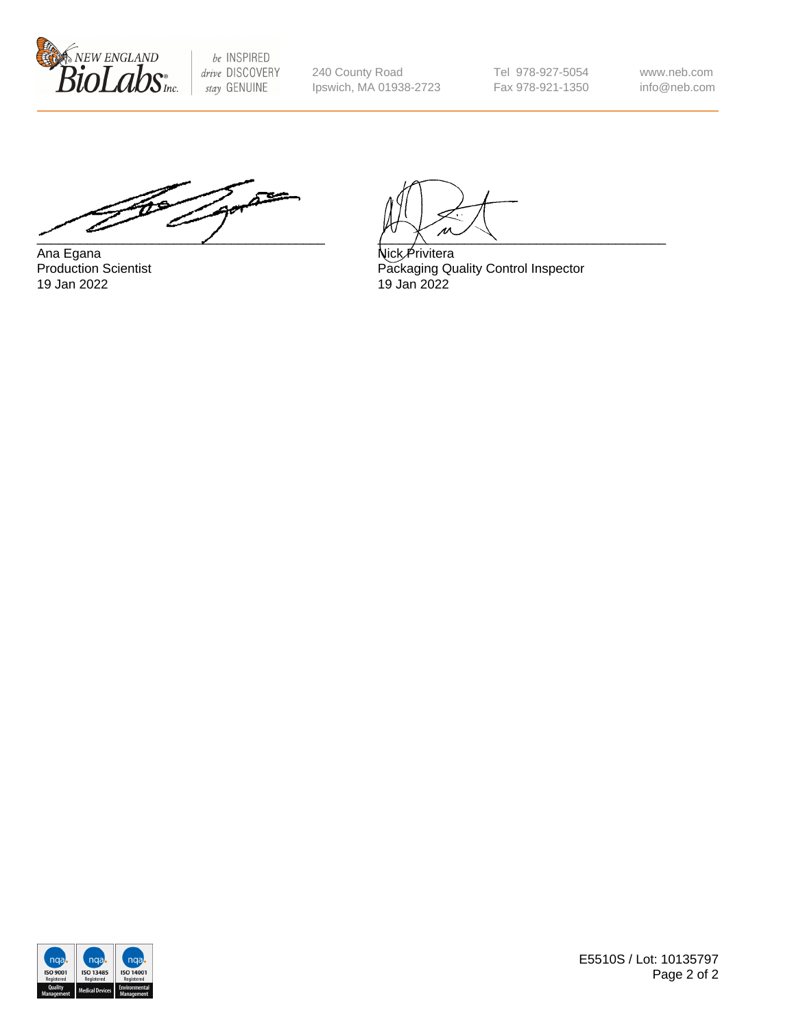NEW ENGLAND BioLabs Inc.

be INSPIRED drive DISCOVERY stay GENUINE

240 County Road
Ipswich, MA 01938-2723

Tel 978-927-5054
Fax 978-921-1350

www.neb.com
info@neb.com

Ana Egana
Production Scientist
19 Jan 2022

Nick Privitera
Packaging Quality Control Inspector
19 Jan 2022

ISO 9001 Registered Quality Management | ISO 13485 Registered Medical Devices | ISO 14001 Registered Environmental Management

E5510S / Lot: 10135797